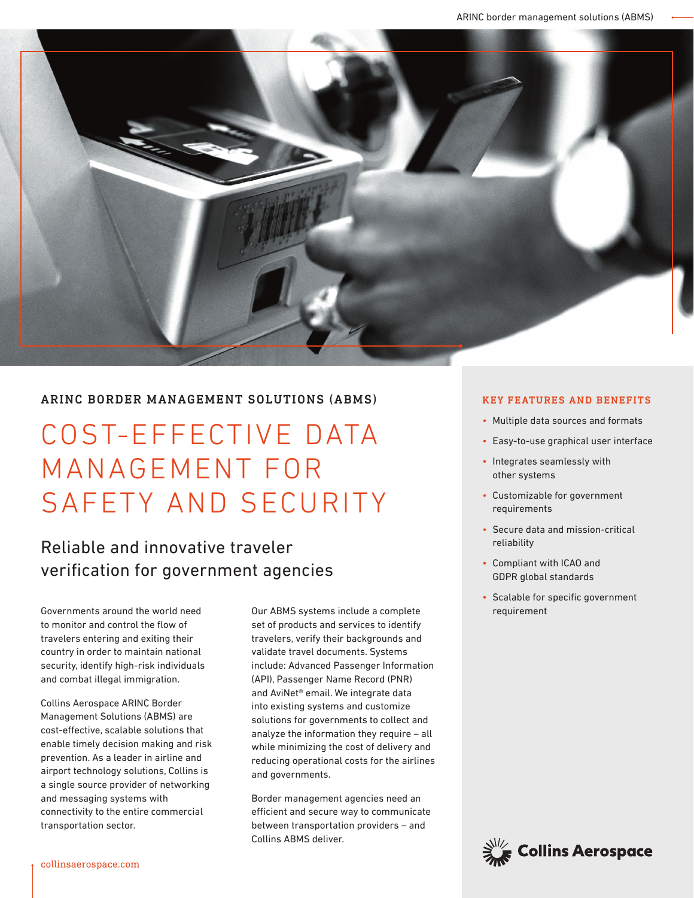## ARINC BORDER MANAGEMENT SOLUTIONS (ABMS)

# COST-EFFECTIVE DATA MANAGEMENT FOR SAFETY AND SECURITY

### Reliable and innovative traveler verification for government agencies

Governments around the world need to monitor and control the flow of travelers entering and exiting their country in order to maintain national security, identify high-risk individuals and combat illegal immigration.

Collins Aerospace ARINC Border Management Solutions (ABMS) are cost-effective, scalable solutions that enable timely decision making and risk prevention. As a leader in airline and airport technology solutions, Collins is a single source provider of networking and messaging systems with connectivity to the entire commercial transportation sector.

Our ABMS systems include a complete set of products and services to identify travelers, verify their backgrounds and validate travel documents. Systems include: Advanced Passenger Information (API), Passenger Name Record (PNR) and AviNet® email. We integrate data into existing systems and customize solutions for governments to collect and analyze the information they require – all while minimizing the cost of delivery and reducing operational costs for the airlines and governments.

Border management agencies need an efficient and secure way to communicate between transportation providers – and Collins ABMS deliver.

#### KEY FEATURES AND BENEFITS

- Multiple data sources and formats
- Easy-to-use graphical user interface
- Integrates seamlessly with other systems
- Customizable for government requirements
- Secure data and mission-critical reliability
- Compliant with ICAO and GDPR global standards
- Scalable for specific government requirement

collinsaerospace.com

Collins Aerospace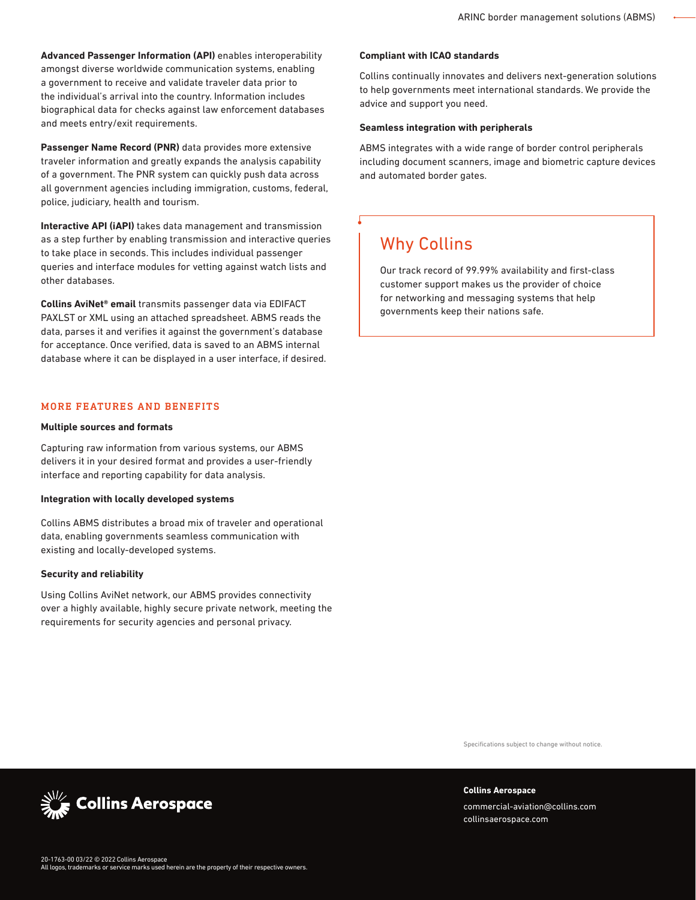**Advanced Passenger Information (API)** enables interoperability amongst diverse worldwide communication systems, enabling a government to receive and validate traveler data prior to the individual's arrival into the country. Information includes biographical data for checks against law enforcement databases and meets entry/exit requirements.

**Passenger Name Record (PNR)** data provides more extensive traveler information and greatly expands the analysis capability of a government. The PNR system can quickly push data across all government agencies including immigration, customs, federal, police, judiciary, health and tourism.

**Interactive API (iAPI)** takes data management and transmission as a step further by enabling transmission and interactive queries to take place in seconds. This includes individual passenger queries and interface modules for vetting against watch lists and other databases.

**Collins AviNet® email** transmits passenger data via EDIFACT PAXLST or XML using an attached spreadsheet. ABMS reads the data, parses it and verifies it against the government's database for acceptance. Once verified, data is saved to an ABMS internal database where it can be displayed in a user interface, if desired.

## MORE FEATURES AND BENEFITS

**Multiple sources and formats**

Capturing raw information from various systems, our ABMS delivers it in your desired format and provides a user-friendly interface and reporting capability for data analysis.

**Integration with locally developed systems**

Collins ABMS distributes a broad mix of traveler and operational data, enabling governments seamless communication with existing and locally-developed systems.

**Security and reliability**

Using Collins AviNet network, our ABMS provides connectivity over a highly available, highly secure private network, meeting the requirements for security agencies and personal privacy.

**Compliant with ICAO standards**

Collins continually innovates and delivers next-generation solutions to help governments meet international standards. We provide the advice and support you need.

**Seamless integration with peripherals**

ABMS integrates with a wide range of border control peripherals including document scanners, image and biometric capture devices and automated border gates.

## Why Collins

Our track record of 99.99% availability and first-class customer support makes us the provider of choice for networking and messaging systems that help governments keep their nations safe.

Specifications subject to change without notice.

Collins Aerospace

**Collins Aerospace**

commercial-aviation@collins.com
collinsaerospace.com

20-1763-00 03/22 © 2022 Collins Aerospace
All logos, trademarks or service marks used herein are the property of their respective owners.